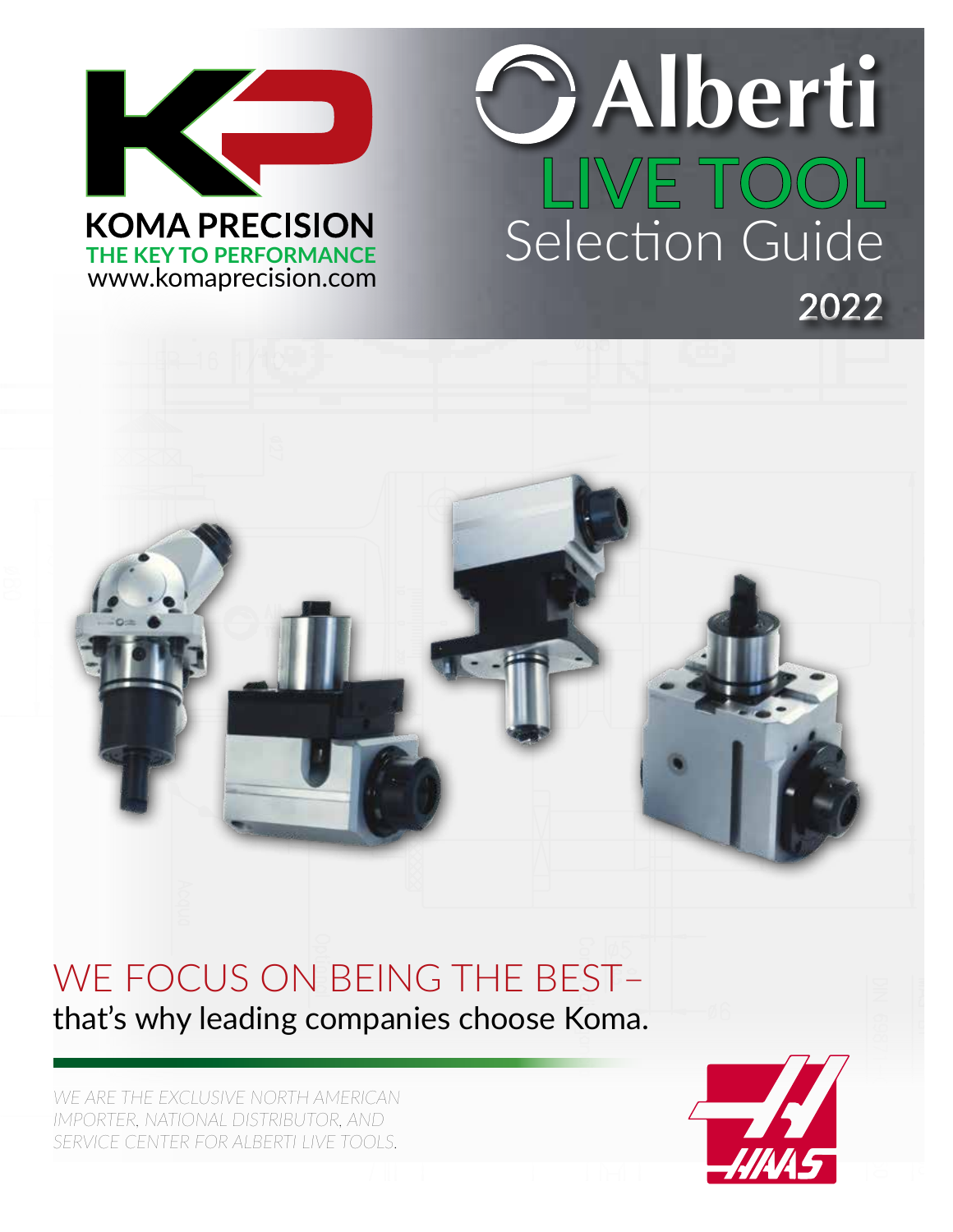KOMA PRECISION

THE KEY TO PERFORMANCE

www.komaprecision.com

# Alberti

# LIVE TOOL

## Selection Guide

**2022**

## WE FOCUS ON BEING THE BEST–

that's why leading companies choose Koma.

*WE ARE THE EXCLUSIVE NORTH AMERICAN IMPORTER, NATIONAL DISTRIBUTOR, AND SERVICE CENTER FOR ALBERTI LIVE TOOLS.*

HAAS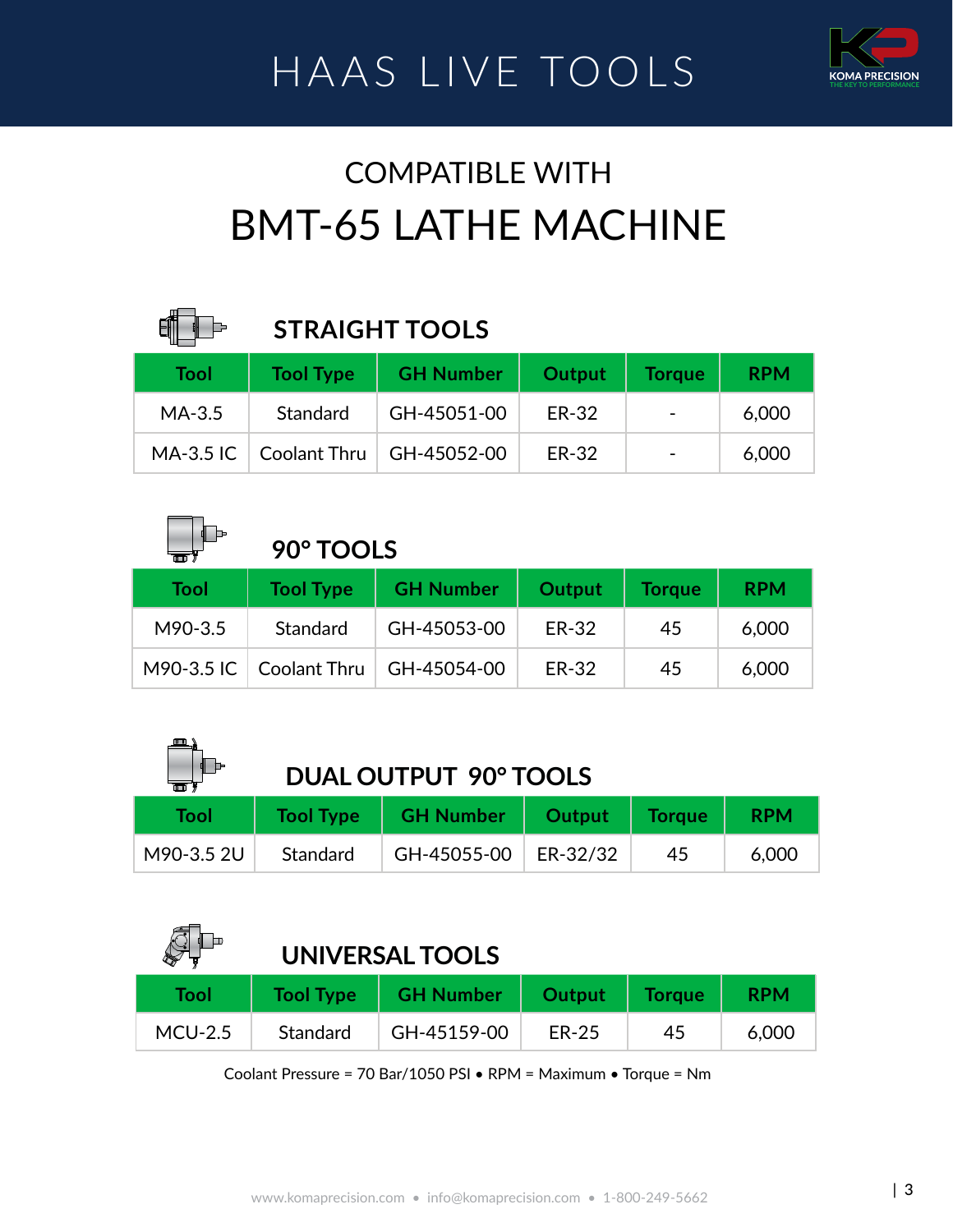# HAAS LIVE TOOLS

KOMA PRECISION
THE KEY TO PERFORMANCE

## COMPATIBLE WITH
# BMT-65 LATHE MACHINE

### STRAIGHT TOOLS

| Tool | Tool Type | GH Number | Output | Torque | RPM |
|---|---|---|---|---|---|
| MA-3.5 | Standard | GH-45051-00 | ER-32 | - | 6,000 |
| MA-3.5 IC | Coolant Thru | GH-45052-00 | ER-32 | - | 6,000 |

### 90° TOOLS

| Tool | Tool Type | GH Number | Output | Torque | RPM |
|---|---|---|---|---|---|
| M90-3.5 | Standard | GH-45053-00 | ER-32 | 45 | 6,000 |
| M90-3.5 IC | Coolant Thru | GH-45054-00 | ER-32 | 45 | 6,000 |

### DUAL OUTPUT 90° TOOLS

| Tool | Tool Type | GH Number | Output | Torque | RPM |
|---|---|---|---|---|---|
| M90-3.5 2U | Standard | GH-45055-00 | ER-32/32 | 45 | 6,000 |

### UNIVERSAL TOOLS

| Tool | Tool Type | GH Number | Output | Torque | RPM |
|---|---|---|---|---|---|
| MCU-2.5 | Standard | GH-45159-00 | ER-25 | 45 | 6,000 |

Coolant Pressure = 70 Bar/1050 PSI • RPM = Maximum • Torque = Nm

www.komaprecision.com • info@komaprecision.com • 1-800-249-5662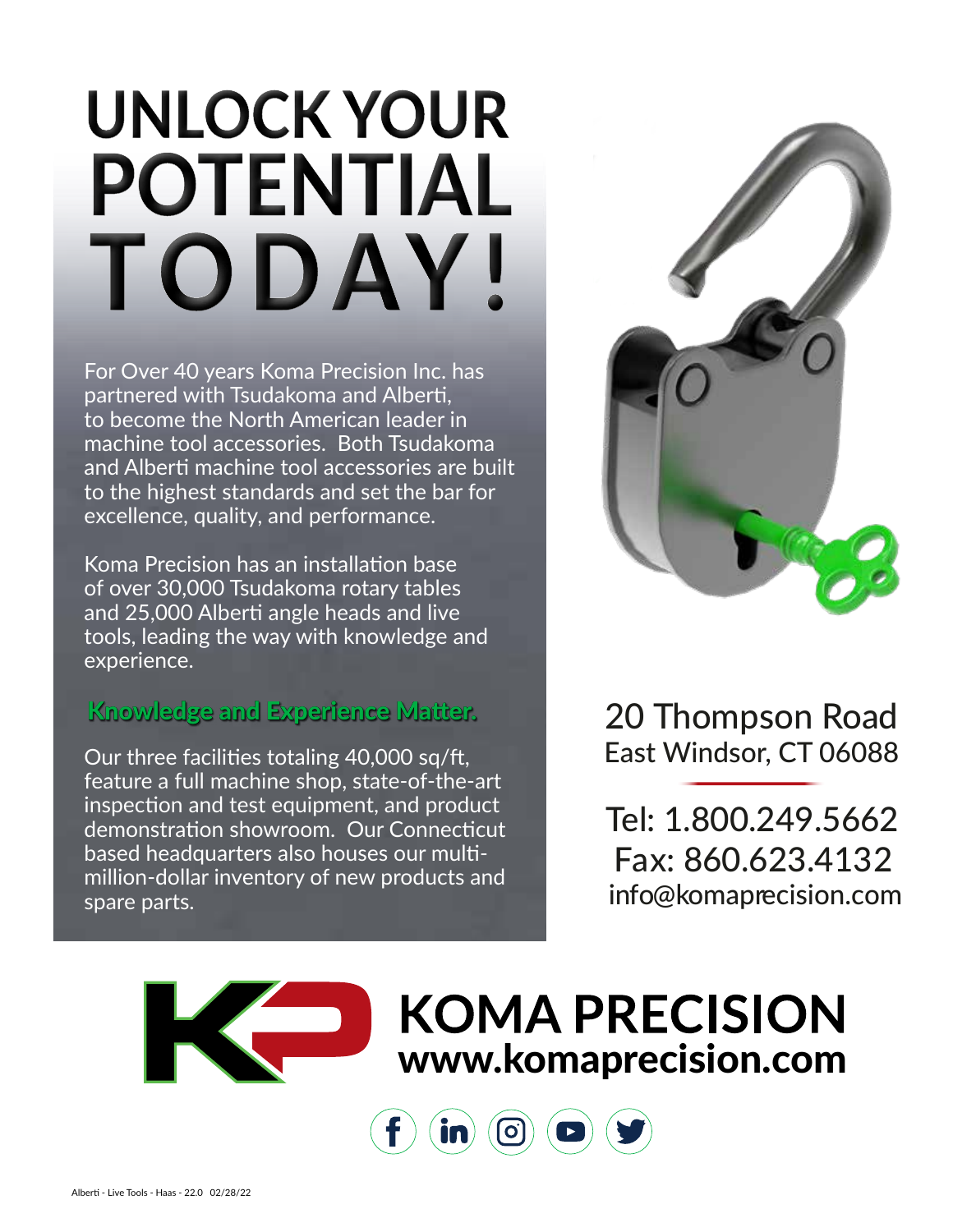# UNLOCK YOUR POTENTIAL TODAY!

For Over 40 years Koma Precision Inc. has partnered with Tsudakoma and Alberti, to become the North American leader in machine tool accessories. Both Tsudakoma and Alberti machine tool accessories are built to the highest standards and set the bar for excellence, quality, and performance.

Koma Precision has an installation base of over 30,000 Tsudakoma rotary tables and 25,000 Alberti angle heads and live tools, leading the way with knowledge and experience.

**Knowledge and Experience Matter.**

Our three facilities totaling 40,000 sq/ft, feature a full machine shop, state-of-the-art inspection and test equipment, and product demonstration showroom. Our Connecticut based headquarters also houses our multi-million-dollar inventory of new products and spare parts.

20 Thompson Road
East Windsor, CT 06088

Tel: 1.800.249.5662
Fax: 860.623.4132
info@komaprecision.com

**KOMA PRECISION**
**www.komaprecision.com**

Alberti - Live Tools - Haas - 22.0 02/28/22